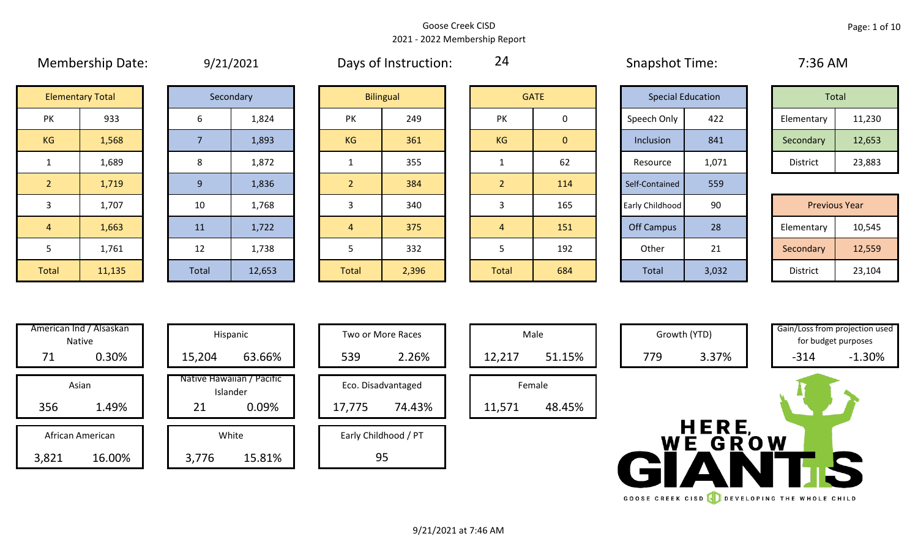Goose Creek CISD
2021 - 2022 Membership Report

Membership Date: 9/21/2021 | Days of Instruction: 24 | Snapshot Time: 7:36 AM

| Elementary Total | |
|---|---|
| PK | 933 |
| KG | 1,568 |
| 1 | 1,689 |
| 2 | 1,719 |
| 3 | 1,707 |
| 4 | 1,663 |
| 5 | 1,761 |
| Total | 11,135 |

| Secondary | |
|---|---|
| 6 | 1,824 |
| 7 | 1,893 |
| 8 | 1,872 |
| 9 | 1,836 |
| 10 | 1,768 |
| 11 | 1,722 |
| 12 | 1,738 |
| Total | 12,653 |

| Bilingual | |
|---|---|
| PK | 249 |
| KG | 361 |
| 1 | 355 |
| 2 | 384 |
| 3 | 340 |
| 4 | 375 |
| 5 | 332 |
| Total | 2,396 |

| GATE | |
|---|---|
| PK | 0 |
| KG | 0 |
| 1 | 62 |
| 2 | 114 |
| 3 | 165 |
| 4 | 151 |
| 5 | 192 |
| Total | 684 |

| Special Education | |
|---|---|
| Speech Only | 422 |
| Inclusion | 841 |
| Resource | 1,071 |
| Self-Contained | 559 |
| Early Childhood | 90 |
| Off Campus | 28 |
| Other | 21 |
| Total | 3,032 |

| Total | |
|---|---|
| Elementary | 11,230 |
| Secondary | 12,653 |
| District | 23,883 |

| Previous Year | |
|---|---|
| Elementary | 10,545 |
| Secondary | 12,559 |
| District | 23,104 |

| Category | Count | Percent |
|---|---|---|
| American Ind / Alsaskan Native | 71 | 0.30% |
| Asian | 356 | 1.49% |
| African American | 3,821 | 16.00% |
| Hispanic | 15,204 | 63.66% |
| Native Hawaiian / Pacific Islander | 21 | 0.09% |
| White | 3,776 | 15.81% |
| Two or More Races | 539 | 2.26% |
| Eco. Disadvantaged | 17,775 | 74.43% |
| Early Childhood / PT | 95 | |
| Male | 12,217 | 51.15% |
| Female | 11,571 | 48.45% |
| Growth (YTD) | 779 | 3.37% |
| Gain/Loss from projection used for budget purposes | -314 | -1.30% |

HERE, WE GROW GIANTS
GOOSE CREEK CISD DEVELOPING THE WHOLE CHILD

9/21/2021 at 7:46 AM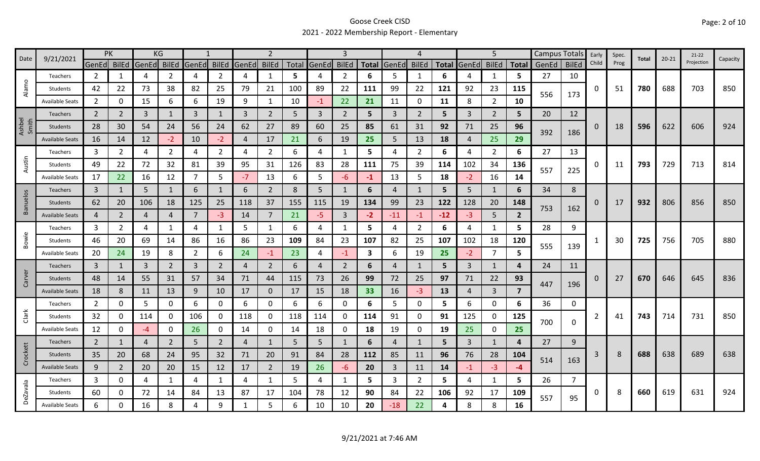Goose Creek CISD

2021 - 2022 Membership Report - Elementary

| Date | 9/21/2021 | PK | | KG | | 1 | | 2 | | | 3 | | | 4 | | | 5 | | | Campus Totals | | Early Child | Spec. Prog | Total | 20-21 | 21-22 Projection | Capacity |
|---|---|---|---|---|---|---|---|---|---|---|---|---|---|---|---|---|---|---|---|---|---|---|---|---|---|---|---|
| | | GenEd | BilEd | GenEd | BilEd | GenEd | BilEd | GenEd | BilEd | Total | GenEd | BilEd | Total | GenEd | BilEd | Total | GenEd | BilEd | Total | GenEd | BilEd | | | | | | |
| Alamo | Teachers | 2 | 1 | 4 | 2 | 4 | 2 | 4 | 1 | 5 | 4 | 2 | 6 | 5 | 1 | 6 | 4 | 1 | 5 | 27 | 10 | 0 | 51 | 780 | 688 | 703 | 850 |
| | Students | 42 | 22 | 73 | 38 | 82 | 25 | 79 | 21 | 100 | 89 | 22 | 111 | 99 | 22 | 121 | 92 | 23 | 115 | 556 | 173 | | | | | | |
| | Available Seats | 2 | 0 | 15 | 6 | 6 | 19 | 9 | 1 | 10 | -1 | 22 | 21 | 11 | 0 | 11 | 8 | 2 | 10 | | | | | | | | |
| Ashbel Smith | Teachers | 2 | 2 | 3 | 1 | 3 | 1 | 3 | 2 | 5 | 3 | 2 | 5 | 3 | 2 | 5 | 3 | 2 | 5 | 20 | 12 | 0 | 18 | 596 | 622 | 606 | 924 |
| | Students | 28 | 30 | 54 | 24 | 56 | 24 | 62 | 27 | 89 | 60 | 25 | 85 | 61 | 31 | 92 | 71 | 25 | 96 | 392 | 186 | | | | | | |
| | Available Seats | 16 | 14 | 12 | -2 | 10 | -2 | 4 | 17 | 21 | 6 | 19 | 25 | 5 | 13 | 18 | 4 | 25 | 29 | | | | | | | | |
| Austin | Teachers | 3 | 2 | 4 | 2 | 4 | 2 | 4 | 2 | 6 | 4 | 1 | 5 | 4 | 2 | 6 | 4 | 2 | 6 | 27 | 13 | 0 | 11 | 793 | 729 | 713 | 814 |
| | Students | 49 | 22 | 72 | 32 | 81 | 39 | 95 | 31 | 126 | 83 | 28 | 111 | 75 | 39 | 114 | 102 | 34 | 136 | 557 | 225 | | | | | | |
| | Available Seats | 17 | 22 | 16 | 12 | 7 | 5 | -7 | 13 | 6 | 5 | -6 | -1 | 13 | 5 | 18 | -2 | 16 | 14 | | | | | | | | |
| Banuelos | Teachers | 3 | 1 | 5 | 1 | 6 | 1 | 6 | 2 | 8 | 5 | 1 | 6 | 4 | 1 | 5 | 5 | 1 | 6 | 34 | 8 | 0 | 17 | 932 | 806 | 856 | 850 |
| | Students | 62 | 20 | 106 | 18 | 125 | 25 | 118 | 37 | 155 | 115 | 19 | 134 | 99 | 23 | 122 | 128 | 20 | 148 | 753 | 162 | | | | | | |
| | Available Seats | 4 | 2 | 4 | 4 | 7 | -3 | 14 | 7 | 21 | -5 | 3 | -2 | -11 | -1 | -12 | -3 | 5 | 2 | | | | | | | | |
| Bowie | Teachers | 3 | 2 | 4 | 1 | 4 | 1 | 5 | 1 | 6 | 4 | 1 | 5 | 4 | 2 | 6 | 4 | 1 | 5 | 28 | 9 | 1 | 30 | 725 | 756 | 705 | 880 |
| | Students | 46 | 20 | 69 | 14 | 86 | 16 | 86 | 23 | 109 | 84 | 23 | 107 | 82 | 25 | 107 | 102 | 18 | 120 | 555 | 139 | | | | | | |
| | Available Seats | 20 | 24 | 19 | 8 | 2 | 6 | 24 | -1 | 23 | 4 | -1 | 3 | 6 | 19 | 25 | -2 | 7 | 5 | | | | | | | | |
| Carver | Teachers | 3 | 1 | 3 | 2 | 3 | 2 | 4 | 2 | 6 | 4 | 2 | 6 | 4 | 1 | 5 | 3 | 1 | 4 | 24 | 11 | 0 | 27 | 670 | 646 | 645 | 836 |
| | Students | 48 | 14 | 55 | 31 | 57 | 34 | 71 | 44 | 115 | 73 | 26 | 99 | 72 | 25 | 97 | 71 | 22 | 93 | 447 | 196 | | | | | | |
| | Available Seats | 18 | 8 | 11 | 13 | 9 | 10 | 17 | 0 | 17 | 15 | 18 | 33 | 16 | -3 | 13 | 4 | 3 | 7 | | | | | | | | |
| Clark | Teachers | 2 | 0 | 5 | 0 | 6 | 0 | 6 | 0 | 6 | 6 | 0 | 6 | 5 | 0 | 5 | 6 | 0 | 6 | 36 | 0 | 2 | 41 | 743 | 714 | 731 | 850 |
| | Students | 32 | 0 | 114 | 0 | 106 | 0 | 118 | 0 | 118 | 114 | 0 | 114 | 91 | 0 | 91 | 125 | 0 | 125 | 700 | 0 | | | | | | |
| | Available Seats | 12 | 0 | -4 | 0 | 26 | 0 | 14 | 0 | 14 | 18 | 0 | 18 | 19 | 0 | 19 | 25 | 0 | 25 | | | | | | | | |
| Crockett | Teachers | 2 | 1 | 4 | 2 | 5 | 2 | 4 | 1 | 5 | 5 | 1 | 6 | 4 | 1 | 5 | 3 | 1 | 4 | 27 | 9 | 3 | 8 | 688 | 638 | 689 | 638 |
| | Students | 35 | 20 | 68 | 24 | 95 | 32 | 71 | 20 | 91 | 84 | 28 | 112 | 85 | 11 | 96 | 76 | 28 | 104 | 514 | 163 | | | | | | |
| | Available Seats | 9 | 2 | 20 | 20 | 15 | 12 | 17 | 2 | 19 | 26 | -6 | 20 | 3 | 11 | 14 | -1 | -3 | -4 | | | | | | | | |
| DeZavala | Teachers | 3 | 0 | 4 | 1 | 4 | 1 | 4 | 1 | 5 | 4 | 1 | 5 | 3 | 2 | 5 | 4 | 1 | 5 | 26 | 7 | 0 | 8 | 660 | 619 | 631 | 924 |
| | Students | 60 | 0 | 72 | 14 | 84 | 13 | 87 | 17 | 104 | 78 | 12 | 90 | 84 | 22 | 106 | 92 | 17 | 109 | 557 | 95 | | | | | | |
| | Available Seats | 6 | 0 | 16 | 8 | 4 | 9 | 1 | 5 | 6 | 10 | 10 | 20 | -18 | 22 | 4 | 8 | 8 | 16 | | | | | | | | |

9/21/2021 at 7:46 AM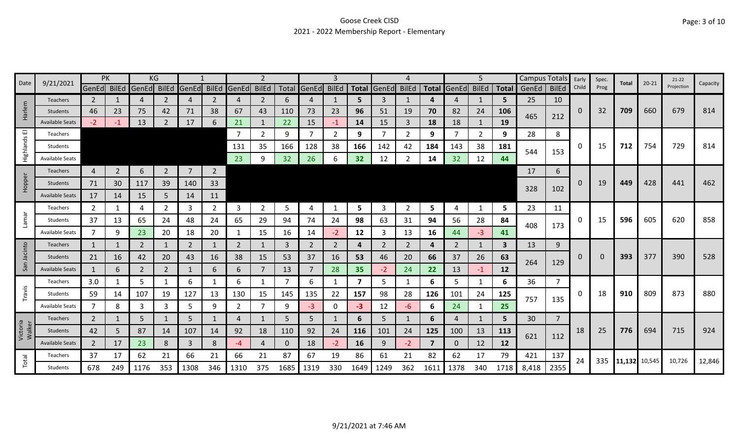# Goose Creek CISD

## 2021 - 2022 Membership Report - Elementary

| Date | 9/21/2021 | PK | | KG | | 1 | | 2 | | | 3 | | | 4 | | | 5 | | | Campus Totals | | Early Child | Spec. Prog | Total | 20-21 | 21-22 Projection | Capacity |
|---|---|---|---|---|---|---|---|---|---|---|---|---|---|---|---|---|---|---|---|---|---|---|---|---|---|---|---|
| | | GenEd | BilEd | GenEd | BilEd | GenEd | BilEd | GenEd | BilEd | Total | GenEd | BilEd | Total | GenEd | BilEd | Total | GenEd | BilEd | Total | GenEd | BilEd | | | | | | |
| Harlem | Teachers | 2 | 1 | 4 | 2 | 4 | 2 | 4 | 2 | 6 | 4 | 1 | **5** | 3 | 1 | **4** | 4 | 1 | **5** | 25 | 10 | 0 | 32 | **709** | 660 | 679 | 814 |
| | Students | 46 | 23 | 75 | 42 | 71 | 38 | 67 | 43 | 110 | 73 | 23 | **96** | 51 | 19 | **70** | 82 | 24 | **106** | 465 | 212 | | | | | | |
| | Available Seats | -2 | -1 | 13 | 2 | 17 | 6 | 21 | 1 | 22 | 15 | -1 | **14** | 15 | 3 | **18** | 18 | 1 | **19** | | | | | | | | |
| Highlands El | Teachers | | | | | | | 7 | 2 | 9 | 7 | 2 | **9** | 7 | 2 | **9** | 7 | 2 | **9** | 28 | 8 | 0 | 15 | **712** | 754 | 729 | 814 |
| | Students | | | | | | | 131 | 35 | 166 | 128 | 38 | **166** | 142 | 42 | **184** | 143 | 38 | **181** | 544 | 153 | | | | | | |
| | Available Seats | | | | | | | 23 | 9 | 32 | 26 | 6 | **32** | 12 | 2 | **14** | 32 | 12 | **44** | | | | | | | | |
| Hopper | Teachers | 4 | 2 | 6 | 2 | 7 | 2 | | | | | | | | | | | | | 17 | 6 | 0 | 19 | **449** | 428 | 441 | 462 |
| | Students | 71 | 30 | 117 | 39 | 140 | 33 | | | | | | | | | | | | | 328 | 102 | | | | | | |
| | Available Seats | 17 | 14 | 15 | 5 | 14 | 11 | | | | | | | | | | | | | | | | | | | | |
| Lamar | Teachers | 2 | 1 | 4 | 2 | 3 | 2 | 3 | 2 | 5 | 4 | 1 | **5** | 3 | 2 | **5** | 4 | 1 | **5** | 23 | 11 | 0 | 15 | **596** | 605 | 620 | 858 |
| | Students | 37 | 13 | 65 | 24 | 48 | 24 | 65 | 29 | 94 | 74 | 24 | **98** | 63 | 31 | **94** | 56 | 28 | **84** | 408 | 173 | | | | | | |
| | Available Seats | 7 | 9 | 23 | 20 | 18 | 20 | 1 | 15 | 16 | 14 | -2 | **12** | 3 | 13 | **16** | 44 | -3 | **41** | | | | | | | | |
| San Jacinto | Teachers | 1 | 1 | 2 | 1 | 2 | 1 | 2 | 1 | 3 | 2 | 2 | **4** | 2 | 2 | **4** | 2 | 1 | **3** | 13 | 9 | 0 | 0 | **393** | 377 | 390 | 528 |
| | Students | 21 | 16 | 42 | 20 | 43 | 16 | 38 | 15 | 53 | 37 | 16 | **53** | 46 | 20 | **66** | 37 | 26 | **63** | 264 | 129 | | | | | | |
| | Available Seats | 1 | 6 | 2 | 2 | 1 | 6 | 6 | 7 | 13 | 7 | 28 | **35** | -2 | 24 | **22** | 13 | -1 | **12** | | | | | | | | |
| Travis | Teachers | 3.0 | 1 | 5 | 1 | 6 | 1 | 6 | 1 | 7 | 6 | 1 | **7** | 5 | 1 | **6** | 5 | 1 | **6** | 36 | 7 | 0 | 18 | **910** | 809 | 873 | 880 |
| | Students | 59 | 14 | 107 | 19 | 127 | 13 | 130 | 15 | 145 | 135 | 22 | **157** | 98 | 28 | **126** | 101 | 24 | **125** | 757 | 135 | | | | | | |
| | Available Seats | 7 | 8 | 3 | 3 | 5 | 9 | 2 | 7 | 9 | -3 | 0 | **-3** | 12 | -6 | **6** | 24 | 1 | **25** | | | | | | | | |
| Victoria Walker | Teachers | 2 | 1 | 5 | 1 | 5 | 1 | 4 | 1 | 5 | 5 | 1 | **6** | 5 | 1 | **6** | 4 | 1 | **5** | 30 | 7 | 18 | 25 | **776** | 694 | 715 | 924 |
| | Students | 42 | 5 | 87 | 14 | 107 | 14 | 92 | 18 | 110 | 92 | 24 | **116** | 101 | 24 | **125** | 100 | 13 | **113** | 621 | 112 | | | | | | |
| | Available Seats | 2 | 17 | 23 | 8 | 3 | 8 | -4 | 4 | 0 | 18 | -2 | **16** | 9 | -2 | **7** | 0 | 12 | **12** | | | | | | | | |
| Total | Teachers | 37 | 17 | 62 | 21 | 66 | 21 | 66 | 21 | 87 | 67 | 19 | 86 | 61 | 21 | 82 | 62 | 17 | 79 | 421 | 137 | 24 | 335 | **11,132** | 10,545 | 10,726 | 12,846 |
| | Students | 678 | 249 | 1176 | 353 | 1308 | 346 | 1310 | 375 | 1685 | 1319 | 330 | 1649 | 1249 | 362 | 1611 | 1378 | 340 | 1718 | 8,418 | 2355 | | | | | | |

9/21/2021 at 7:46 AM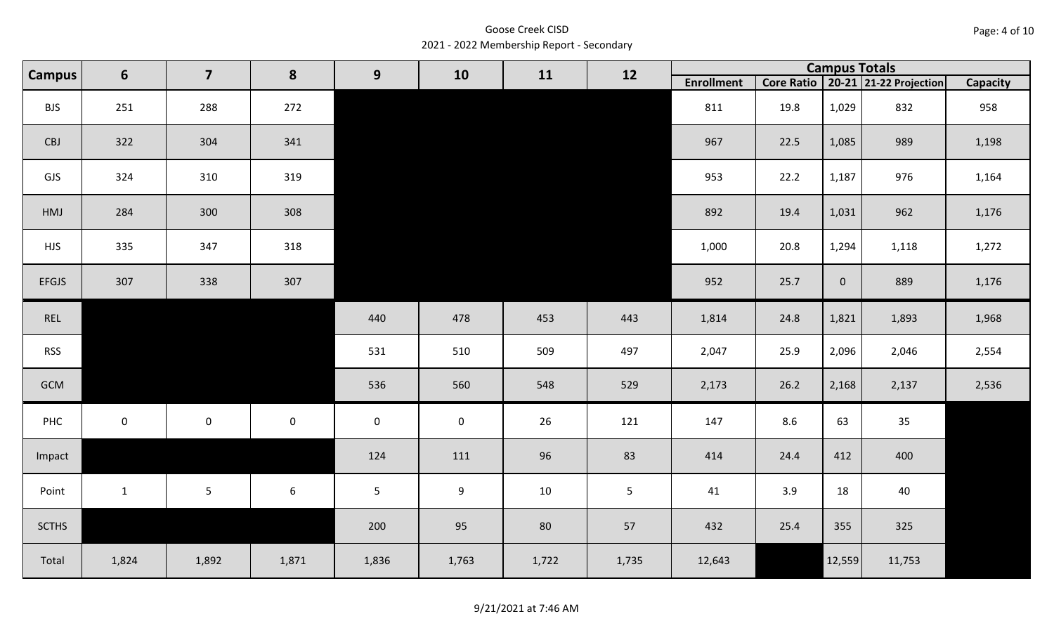Goose Creek CISD

2021 - 2022 Membership Report - Secondary

| Campus | 6 | 7 | 8 | 9 | 10 | 11 | 12 | Campus Totals | | | | |
|---|---|---|---|---|---|---|---|---|---|---|---|---|
| | | | | | | | | Enrollment | Core Ratio | 20-21 | 21-22 Projection | Capacity |
| BJS | 251 | 288 | 272 | | | | | 811 | 19.8 | 1,029 | 832 | 958 |
| CBJ | 322 | 304 | 341 | | | | | 967 | 22.5 | 1,085 | 989 | 1,198 |
| GJS | 324 | 310 | 319 | | | | | 953 | 22.2 | 1,187 | 976 | 1,164 |
| HMJ | 284 | 300 | 308 | | | | | 892 | 19.4 | 1,031 | 962 | 1,176 |
| HJS | 335 | 347 | 318 | | | | | 1,000 | 20.8 | 1,294 | 1,118 | 1,272 |
| EFGJS | 307 | 338 | 307 | | | | | 952 | 25.7 | 0 | 889 | 1,176 |
| REL | | | | 440 | 478 | 453 | 443 | 1,814 | 24.8 | 1,821 | 1,893 | 1,968 |
| RSS | | | | 531 | 510 | 509 | 497 | 2,047 | 25.9 | 2,096 | 2,046 | 2,554 |
| GCM | | | | 536 | 560 | 548 | 529 | 2,173 | 26.2 | 2,168 | 2,137 | 2,536 |
| PHC | 0 | 0 | 0 | 0 | 0 | 26 | 121 | 147 | 8.6 | 63 | 35 | |
| Impact | | | | 124 | 111 | 96 | 83 | 414 | 24.4 | 412 | 400 | |
| Point | 1 | 5 | 6 | 5 | 9 | 10 | 5 | 41 | 3.9 | 18 | 40 | |
| SCTHS | | | | 200 | 95 | 80 | 57 | 432 | 25.4 | 355 | 325 | |
| Total | 1,824 | 1,892 | 1,871 | 1,836 | 1,763 | 1,722 | 1,735 | 12,643 | | 12,559 | 11,753 | |

9/21/2021 at 7:46 AM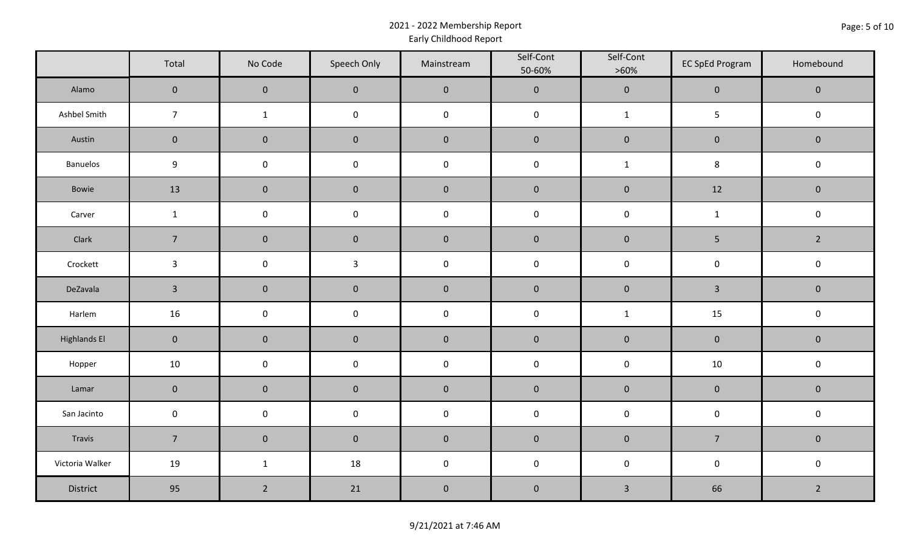# 2021 - 2022 Membership Report

## Early Childhood Report

| | Total | No Code | Speech Only | Mainstream | Self-Cont 50-60% | Self-Cont >60% | EC SpEd Program | Homebound |
|---|---|---|---|---|---|---|---|---|
| Alamo | 0 | 0 | 0 | 0 | 0 | 0 | 0 | 0 |
| Ashbel Smith | 7 | 1 | 0 | 0 | 0 | 1 | 5 | 0 |
| Austin | 0 | 0 | 0 | 0 | 0 | 0 | 0 | 0 |
| Banuelos | 9 | 0 | 0 | 0 | 0 | 1 | 8 | 0 |
| Bowie | 13 | 0 | 0 | 0 | 0 | 0 | 12 | 0 |
| Carver | 1 | 0 | 0 | 0 | 0 | 0 | 1 | 0 |
| Clark | 7 | 0 | 0 | 0 | 0 | 0 | 5 | 2 |
| Crockett | 3 | 0 | 3 | 0 | 0 | 0 | 0 | 0 |
| DeZavala | 3 | 0 | 0 | 0 | 0 | 0 | 3 | 0 |
| Harlem | 16 | 0 | 0 | 0 | 0 | 1 | 15 | 0 |
| Highlands El | 0 | 0 | 0 | 0 | 0 | 0 | 0 | 0 |
| Hopper | 10 | 0 | 0 | 0 | 0 | 0 | 10 | 0 |
| Lamar | 0 | 0 | 0 | 0 | 0 | 0 | 0 | 0 |
| San Jacinto | 0 | 0 | 0 | 0 | 0 | 0 | 0 | 0 |
| Travis | 7 | 0 | 0 | 0 | 0 | 0 | 7 | 0 |
| Victoria Walker | 19 | 1 | 18 | 0 | 0 | 0 | 0 | 0 |
| District | 95 | 2 | 21 | 0 | 0 | 3 | 66 | 2 |

9/21/2021 at 7:46 AM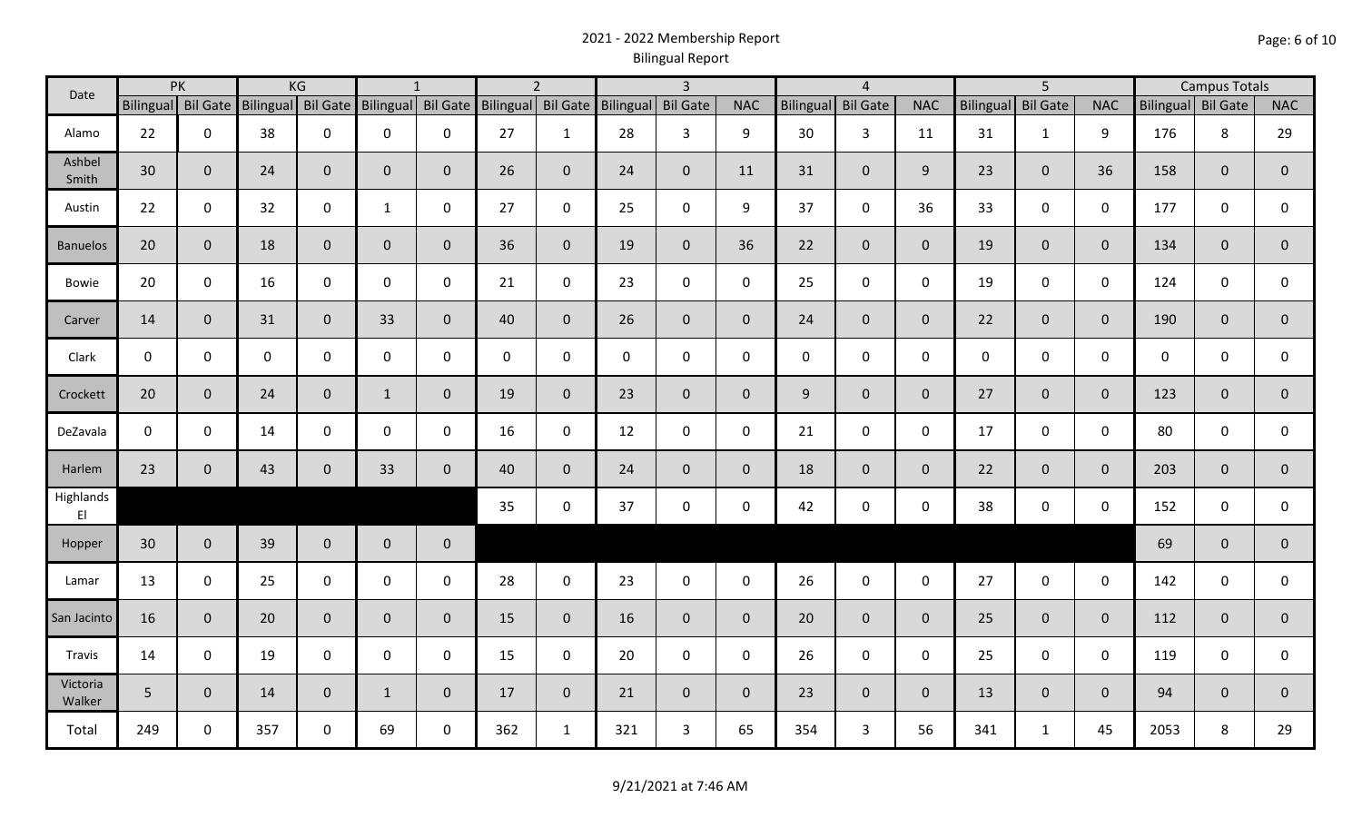# 2021 - 2022 Membership Report

## Bilingual Report

| Date | PK | | KG | | 1 | | 2 | | 3 | | | 4 | | | 5 | | | Campus Totals | | |
|---|---|---|---|---|---|---|---|---|---|---|---|---|---|---|---|---|---|---|---|---|
| | Bilingual | Bil Gate | Bilingual | Bil Gate | Bilingual | Bil Gate | Bilingual | Bil Gate | Bilingual | Bil Gate | NAC | Bilingual | Bil Gate | NAC | Bilingual | Bil Gate | NAC | Bilingual | Bil Gate | NAC |
| Alamo | 22 | 0 | 38 | 0 | 0 | 0 | 27 | 1 | 28 | 3 | 9 | 30 | 3 | 11 | 31 | 1 | 9 | 176 | 8 | 29 |
| Ashbel Smith | 30 | 0 | 24 | 0 | 0 | 0 | 26 | 0 | 24 | 0 | 11 | 31 | 0 | 9 | 23 | 0 | 36 | 158 | 0 | 0 |
| Austin | 22 | 0 | 32 | 0 | 1 | 0 | 27 | 0 | 25 | 0 | 9 | 37 | 0 | 36 | 33 | 0 | 0 | 177 | 0 | 0 |
| Banuelos | 20 | 0 | 18 | 0 | 0 | 0 | 36 | 0 | 19 | 0 | 36 | 22 | 0 | 0 | 19 | 0 | 0 | 134 | 0 | 0 |
| Bowie | 20 | 0 | 16 | 0 | 0 | 0 | 21 | 0 | 23 | 0 | 0 | 25 | 0 | 0 | 19 | 0 | 0 | 124 | 0 | 0 |
| Carver | 14 | 0 | 31 | 0 | 33 | 0 | 40 | 0 | 26 | 0 | 0 | 24 | 0 | 0 | 22 | 0 | 0 | 190 | 0 | 0 |
| Clark | 0 | 0 | 0 | 0 | 0 | 0 | 0 | 0 | 0 | 0 | 0 | 0 | 0 | 0 | 0 | 0 | 0 | 0 | 0 | 0 |
| Crockett | 20 | 0 | 24 | 0 | 1 | 0 | 19 | 0 | 23 | 0 | 0 | 9 | 0 | 0 | 27 | 0 | 0 | 123 | 0 | 0 |
| DeZavala | 0 | 0 | 14 | 0 | 0 | 0 | 16 | 0 | 12 | 0 | 0 | 21 | 0 | 0 | 17 | 0 | 0 | 80 | 0 | 0 |
| Harlem | 23 | 0 | 43 | 0 | 33 | 0 | 40 | 0 | 24 | 0 | 0 | 18 | 0 | 0 | 22 | 0 | 0 | 203 | 0 | 0 |
| Highlands El | | | | | | | 35 | 0 | 37 | 0 | 0 | 42 | 0 | 0 | 38 | 0 | 0 | 152 | 0 | 0 |
| Hopper | 30 | 0 | 39 | 0 | 0 | 0 | | | | | | | | | | | | 69 | 0 | 0 |
| Lamar | 13 | 0 | 25 | 0 | 0 | 0 | 28 | 0 | 23 | 0 | 0 | 26 | 0 | 0 | 27 | 0 | 0 | 142 | 0 | 0 |
| San Jacinto | 16 | 0 | 20 | 0 | 0 | 0 | 15 | 0 | 16 | 0 | 0 | 20 | 0 | 0 | 25 | 0 | 0 | 112 | 0 | 0 |
| Travis | 14 | 0 | 19 | 0 | 0 | 0 | 15 | 0 | 20 | 0 | 0 | 26 | 0 | 0 | 25 | 0 | 0 | 119 | 0 | 0 |
| Victoria Walker | 5 | 0 | 14 | 0 | 1 | 0 | 17 | 0 | 21 | 0 | 0 | 23 | 0 | 0 | 13 | 0 | 0 | 94 | 0 | 0 |
| Total | 249 | 0 | 357 | 0 | 69 | 0 | 362 | 1 | 321 | 3 | 65 | 354 | 3 | 56 | 341 | 1 | 45 | 2053 | 8 | 29 |

9/21/2021 at 7:46 AM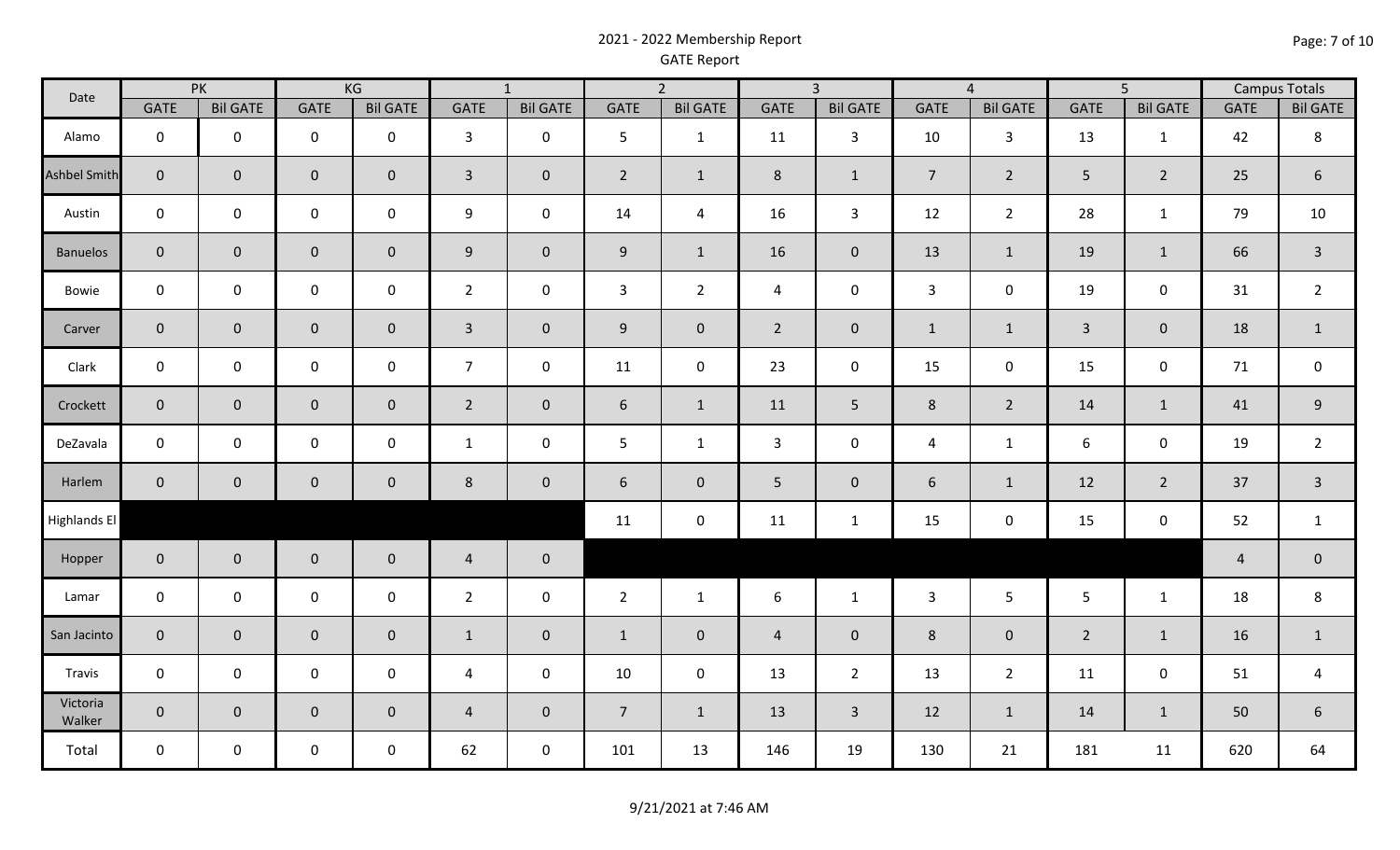# 2021 - 2022 Membership Report

GATE Report

| Date | PK | | KG | | 1 | | 2 | | 3 | | 4 | | 5 | | Campus Totals | |
|---|---|---|---|---|---|---|---|---|---|---|---|---|---|---|---|---|
| | GATE | Bil GATE | GATE | Bil GATE | GATE | Bil GATE | GATE | Bil GATE | GATE | Bil GATE | GATE | Bil GATE | GATE | Bil GATE | GATE | Bil GATE |
| Alamo | 0 | 0 | 0 | 0 | 3 | 0 | 5 | 1 | 11 | 3 | 10 | 3 | 13 | 1 | 42 | 8 |
| Ashbel Smith | 0 | 0 | 0 | 0 | 3 | 0 | 2 | 1 | 8 | 1 | 7 | 2 | 5 | 2 | 25 | 6 |
| Austin | 0 | 0 | 0 | 0 | 9 | 0 | 14 | 4 | 16 | 3 | 12 | 2 | 28 | 1 | 79 | 10 |
| Banuelos | 0 | 0 | 0 | 0 | 9 | 0 | 9 | 1 | 16 | 0 | 13 | 1 | 19 | 1 | 66 | 3 |
| Bowie | 0 | 0 | 0 | 0 | 2 | 0 | 3 | 2 | 4 | 0 | 3 | 0 | 19 | 0 | 31 | 2 |
| Carver | 0 | 0 | 0 | 0 | 3 | 0 | 9 | 0 | 2 | 0 | 1 | 1 | 3 | 0 | 18 | 1 |
| Clark | 0 | 0 | 0 | 0 | 7 | 0 | 11 | 0 | 23 | 0 | 15 | 0 | 15 | 0 | 71 | 0 |
| Crockett | 0 | 0 | 0 | 0 | 2 | 0 | 6 | 1 | 11 | 5 | 8 | 2 | 14 | 1 | 41 | 9 |
| DeZavala | 0 | 0 | 0 | 0 | 1 | 0 | 5 | 1 | 3 | 0 | 4 | 1 | 6 | 0 | 19 | 2 |
| Harlem | 0 | 0 | 0 | 0 | 8 | 0 | 6 | 0 | 5 | 0 | 6 | 1 | 12 | 2 | 37 | 3 |
| Highlands El | | | | | | | 11 | 0 | 11 | 1 | 15 | 0 | 15 | 0 | 52 | 1 |
| Hopper | 0 | 0 | 0 | 0 | 4 | 0 | | | | | | | | | 4 | 0 |
| Lamar | 0 | 0 | 0 | 0 | 2 | 0 | 2 | 1 | 6 | 1 | 3 | 5 | 5 | 1 | 18 | 8 |
| San Jacinto | 0 | 0 | 0 | 0 | 1 | 0 | 1 | 0 | 4 | 0 | 8 | 0 | 2 | 1 | 16 | 1 |
| Travis | 0 | 0 | 0 | 0 | 4 | 0 | 10 | 0 | 13 | 2 | 13 | 2 | 11 | 0 | 51 | 4 |
| Victoria Walker | 0 | 0 | 0 | 0 | 4 | 0 | 7 | 1 | 13 | 3 | 12 | 1 | 14 | 1 | 50 | 6 |
| Total | 0 | 0 | 0 | 0 | 62 | 0 | 101 | 13 | 146 | 19 | 130 | 21 | 181 | 11 | 620 | 64 |

9/21/2021 at 7:46 AM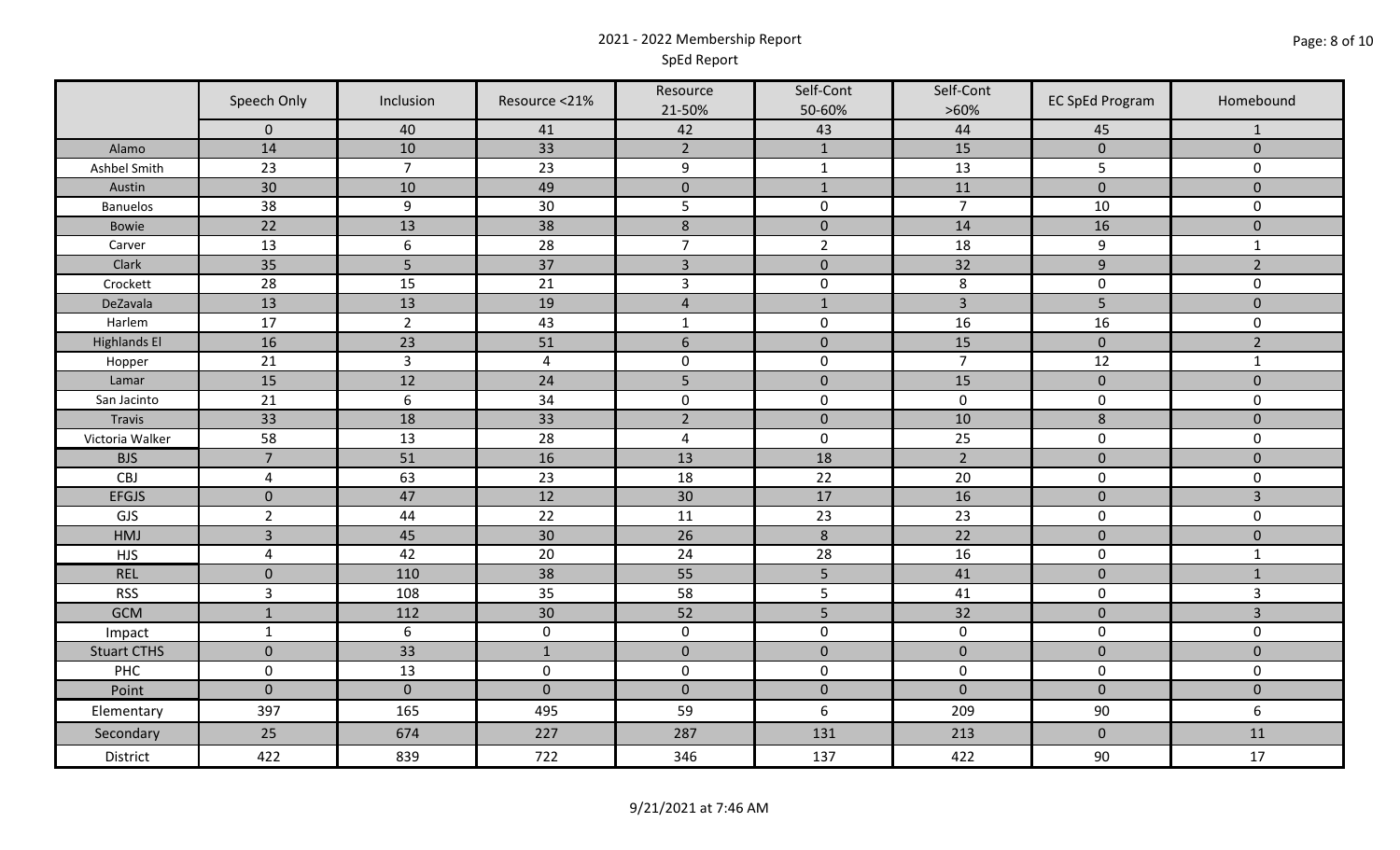# 2021 - 2022 Membership Report

## SpEd Report

| | Speech Only | Inclusion | Resource <21% | Resource 21-50% | Self-Cont 50-60% | Self-Cont >60% | EC SpEd Program | Homebound |
|---|---|---|---|---|---|---|---|---|
| | 0 | 40 | 41 | 42 | 43 | 44 | 45 | 1 |
| Alamo | 14 | 10 | 33 | 2 | 1 | 15 | 0 | 0 |
| Ashbel Smith | 23 | 7 | 23 | 9 | 1 | 13 | 5 | 0 |
| Austin | 30 | 10 | 49 | 0 | 1 | 11 | 0 | 0 |
| Banuelos | 38 | 9 | 30 | 5 | 0 | 7 | 10 | 0 |
| Bowie | 22 | 13 | 38 | 8 | 0 | 14 | 16 | 0 |
| Carver | 13 | 6 | 28 | 7 | 2 | 18 | 9 | 1 |
| Clark | 35 | 5 | 37 | 3 | 0 | 32 | 9 | 2 |
| Crockett | 28 | 15 | 21 | 3 | 0 | 8 | 0 | 0 |
| DeZavala | 13 | 13 | 19 | 4 | 1 | 3 | 5 | 0 |
| Harlem | 17 | 2 | 43 | 1 | 0 | 16 | 16 | 0 |
| Highlands El | 16 | 23 | 51 | 6 | 0 | 15 | 0 | 2 |
| Hopper | 21 | 3 | 4 | 0 | 0 | 7 | 12 | 1 |
| Lamar | 15 | 12 | 24 | 5 | 0 | 15 | 0 | 0 |
| San Jacinto | 21 | 6 | 34 | 0 | 0 | 0 | 0 | 0 |
| Travis | 33 | 18 | 33 | 2 | 0 | 10 | 8 | 0 |
| Victoria Walker | 58 | 13 | 28 | 4 | 0 | 25 | 0 | 0 |
| BJS | 7 | 51 | 16 | 13 | 18 | 2 | 0 | 0 |
| CBJ | 4 | 63 | 23 | 18 | 22 | 20 | 0 | 0 |
| EFGJS | 0 | 47 | 12 | 30 | 17 | 16 | 0 | 3 |
| GJS | 2 | 44 | 22 | 11 | 23 | 23 | 0 | 0 |
| HMJ | 3 | 45 | 30 | 26 | 8 | 22 | 0 | 0 |
| HJS | 4 | 42 | 20 | 24 | 28 | 16 | 0 | 1 |
| REL | 0 | 110 | 38 | 55 | 5 | 41 | 0 | 1 |
| RSS | 3 | 108 | 35 | 58 | 5 | 41 | 0 | 3 |
| GCM | 1 | 112 | 30 | 52 | 5 | 32 | 0 | 3 |
| Impact | 1 | 6 | 0 | 0 | 0 | 0 | 0 | 0 |
| Stuart CTHS | 0 | 33 | 1 | 0 | 0 | 0 | 0 | 0 |
| PHC | 0 | 13 | 0 | 0 | 0 | 0 | 0 | 0 |
| Point | 0 | 0 | 0 | 0 | 0 | 0 | 0 | 0 |
| Elementary | 397 | 165 | 495 | 59 | 6 | 209 | 90 | 6 |
| Secondary | 25 | 674 | 227 | 287 | 131 | 213 | 0 | 11 |
| District | 422 | 839 | 722 | 346 | 137 | 422 | 90 | 17 |

9/21/2021 at 7:46 AM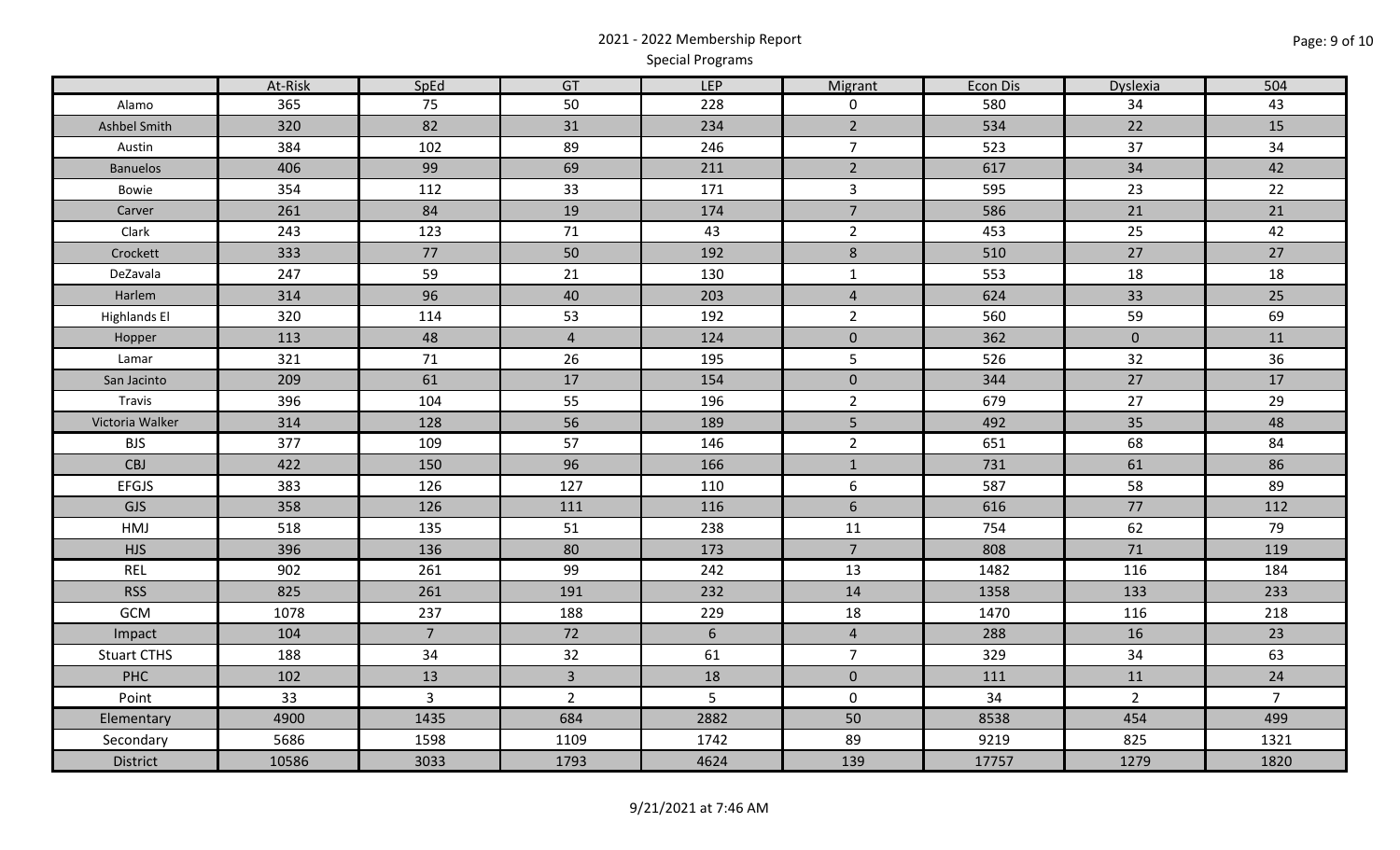# 2021 - 2022 Membership Report

## Special Programs

| | At-Risk | SpEd | GT | LEP | Migrant | Econ Dis | Dyslexia | 504 |
|---|---|---|---|---|---|---|---|---|
| Alamo | 365 | 75 | 50 | 228 | 0 | 580 | 34 | 43 |
| Ashbel Smith | 320 | 82 | 31 | 234 | 2 | 534 | 22 | 15 |
| Austin | 384 | 102 | 89 | 246 | 7 | 523 | 37 | 34 |
| Banuelos | 406 | 99 | 69 | 211 | 2 | 617 | 34 | 42 |
| Bowie | 354 | 112 | 33 | 171 | 3 | 595 | 23 | 22 |
| Carver | 261 | 84 | 19 | 174 | 7 | 586 | 21 | 21 |
| Clark | 243 | 123 | 71 | 43 | 2 | 453 | 25 | 42 |
| Crockett | 333 | 77 | 50 | 192 | 8 | 510 | 27 | 27 |
| DeZavala | 247 | 59 | 21 | 130 | 1 | 553 | 18 | 18 |
| Harlem | 314 | 96 | 40 | 203 | 4 | 624 | 33 | 25 |
| Highlands El | 320 | 114 | 53 | 192 | 2 | 560 | 59 | 69 |
| Hopper | 113 | 48 | 4 | 124 | 0 | 362 | 0 | 11 |
| Lamar | 321 | 71 | 26 | 195 | 5 | 526 | 32 | 36 |
| San Jacinto | 209 | 61 | 17 | 154 | 0 | 344 | 27 | 17 |
| Travis | 396 | 104 | 55 | 196 | 2 | 679 | 27 | 29 |
| Victoria Walker | 314 | 128 | 56 | 189 | 5 | 492 | 35 | 48 |
| BJS | 377 | 109 | 57 | 146 | 2 | 651 | 68 | 84 |
| CBJ | 422 | 150 | 96 | 166 | 1 | 731 | 61 | 86 |
| EFGJS | 383 | 126 | 127 | 110 | 6 | 587 | 58 | 89 |
| GJS | 358 | 126 | 111 | 116 | 6 | 616 | 77 | 112 |
| HMJ | 518 | 135 | 51 | 238 | 11 | 754 | 62 | 79 |
| HJS | 396 | 136 | 80 | 173 | 7 | 808 | 71 | 119 |
| REL | 902 | 261 | 99 | 242 | 13 | 1482 | 116 | 184 |
| RSS | 825 | 261 | 191 | 232 | 14 | 1358 | 133 | 233 |
| GCM | 1078 | 237 | 188 | 229 | 18 | 1470 | 116 | 218 |
| Impact | 104 | 7 | 72 | 6 | 4 | 288 | 16 | 23 |
| Stuart CTHS | 188 | 34 | 32 | 61 | 7 | 329 | 34 | 63 |
| PHC | 102 | 13 | 3 | 18 | 0 | 111 | 11 | 24 |
| Point | 33 | 3 | 2 | 5 | 0 | 34 | 2 | 7 |
| Elementary | 4900 | 1435 | 684 | 2882 | 50 | 8538 | 454 | 499 |
| Secondary | 5686 | 1598 | 1109 | 1742 | 89 | 9219 | 825 | 1321 |
| District | 10586 | 3033 | 1793 | 4624 | 139 | 17757 | 1279 | 1820 |

9/21/2021 at 7:46 AM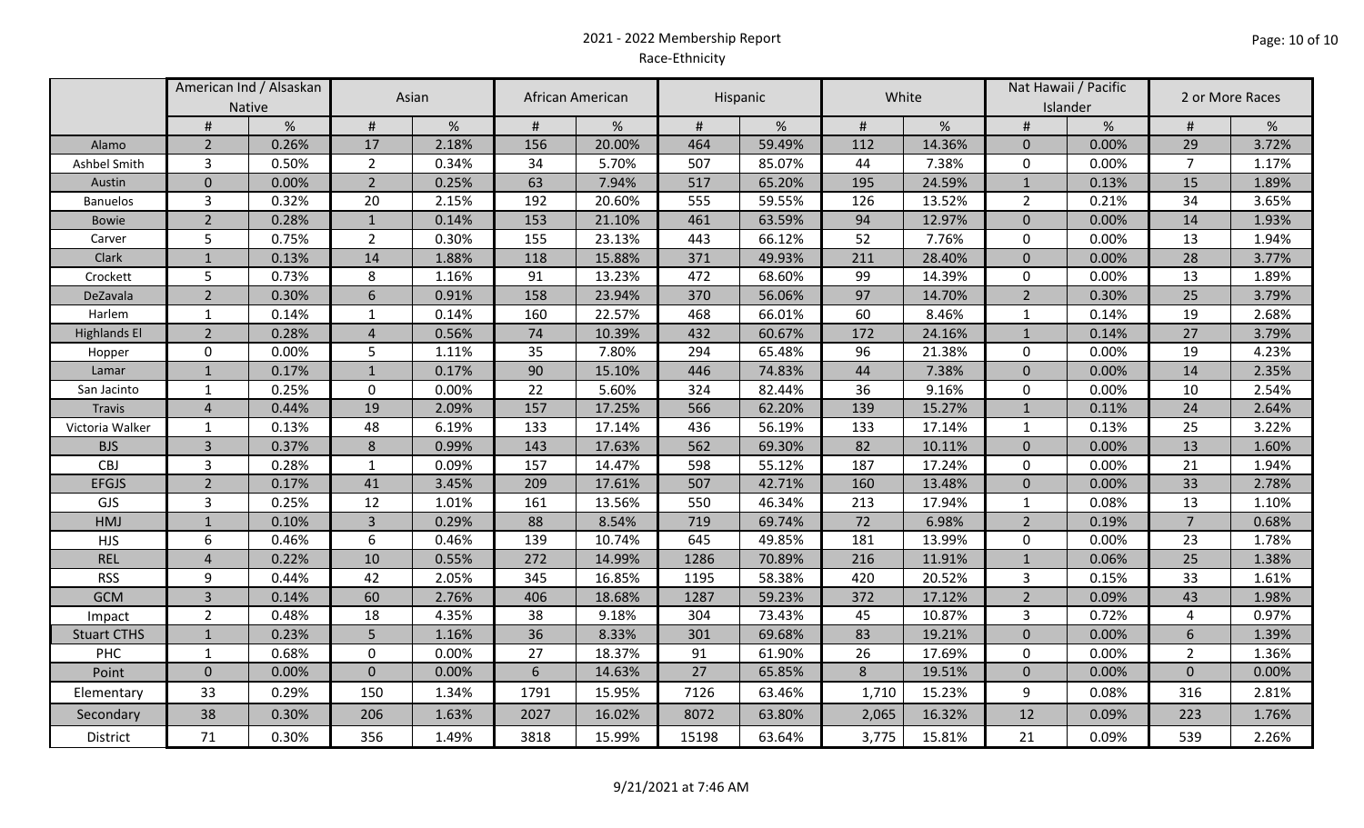# 2021 - 2022 Membership Report

## Race-Ethnicity

| | American Ind / Alsaskan Native | | Asian | | African American | | Hispanic | | White | | Nat Hawaii / Pacific Islander | | 2 or More Races | |
|---|---|---|---|---|---|---|---|---|---|---|---|---|---|---|
| | # | % | # | % | # | % | # | % | # | % | # | % | # | % |
| Alamo | 2 | 0.26% | 17 | 2.18% | 156 | 20.00% | 464 | 59.49% | 112 | 14.36% | 0 | 0.00% | 29 | 3.72% |
| Ashbel Smith | 3 | 0.50% | 2 | 0.34% | 34 | 5.70% | 507 | 85.07% | 44 | 7.38% | 0 | 0.00% | 7 | 1.17% |
| Austin | 0 | 0.00% | 2 | 0.25% | 63 | 7.94% | 517 | 65.20% | 195 | 24.59% | 1 | 0.13% | 15 | 1.89% |
| Banuelos | 3 | 0.32% | 20 | 2.15% | 192 | 20.60% | 555 | 59.55% | 126 | 13.52% | 2 | 0.21% | 34 | 3.65% |
| Bowie | 2 | 0.28% | 1 | 0.14% | 153 | 21.10% | 461 | 63.59% | 94 | 12.97% | 0 | 0.00% | 14 | 1.93% |
| Carver | 5 | 0.75% | 2 | 0.30% | 155 | 23.13% | 443 | 66.12% | 52 | 7.76% | 0 | 0.00% | 13 | 1.94% |
| Clark | 1 | 0.13% | 14 | 1.88% | 118 | 15.88% | 371 | 49.93% | 211 | 28.40% | 0 | 0.00% | 28 | 3.77% |
| Crockett | 5 | 0.73% | 8 | 1.16% | 91 | 13.23% | 472 | 68.60% | 99 | 14.39% | 0 | 0.00% | 13 | 1.89% |
| DeZavala | 2 | 0.30% | 6 | 0.91% | 158 | 23.94% | 370 | 56.06% | 97 | 14.70% | 2 | 0.30% | 25 | 3.79% |
| Harlem | 1 | 0.14% | 1 | 0.14% | 160 | 22.57% | 468 | 66.01% | 60 | 8.46% | 1 | 0.14% | 19 | 2.68% |
| Highlands El | 2 | 0.28% | 4 | 0.56% | 74 | 10.39% | 432 | 60.67% | 172 | 24.16% | 1 | 0.14% | 27 | 3.79% |
| Hopper | 0 | 0.00% | 5 | 1.11% | 35 | 7.80% | 294 | 65.48% | 96 | 21.38% | 0 | 0.00% | 19 | 4.23% |
| Lamar | 1 | 0.17% | 1 | 0.17% | 90 | 15.10% | 446 | 74.83% | 44 | 7.38% | 0 | 0.00% | 14 | 2.35% |
| San Jacinto | 1 | 0.25% | 0 | 0.00% | 22 | 5.60% | 324 | 82.44% | 36 | 9.16% | 0 | 0.00% | 10 | 2.54% |
| Travis | 4 | 0.44% | 19 | 2.09% | 157 | 17.25% | 566 | 62.20% | 139 | 15.27% | 1 | 0.11% | 24 | 2.64% |
| Victoria Walker | 1 | 0.13% | 48 | 6.19% | 133 | 17.14% | 436 | 56.19% | 133 | 17.14% | 1 | 0.13% | 25 | 3.22% |
| BJS | 3 | 0.37% | 8 | 0.99% | 143 | 17.63% | 562 | 69.30% | 82 | 10.11% | 0 | 0.00% | 13 | 1.60% |
| CBJ | 3 | 0.28% | 1 | 0.09% | 157 | 14.47% | 598 | 55.12% | 187 | 17.24% | 0 | 0.00% | 21 | 1.94% |
| EFGJS | 2 | 0.17% | 41 | 3.45% | 209 | 17.61% | 507 | 42.71% | 160 | 13.48% | 0 | 0.00% | 33 | 2.78% |
| GJS | 3 | 0.25% | 12 | 1.01% | 161 | 13.56% | 550 | 46.34% | 213 | 17.94% | 1 | 0.08% | 13 | 1.10% |
| HMJ | 1 | 0.10% | 3 | 0.29% | 88 | 8.54% | 719 | 69.74% | 72 | 6.98% | 2 | 0.19% | 7 | 0.68% |
| HJS | 6 | 0.46% | 6 | 0.46% | 139 | 10.74% | 645 | 49.85% | 181 | 13.99% | 0 | 0.00% | 23 | 1.78% |
| REL | 4 | 0.22% | 10 | 0.55% | 272 | 14.99% | 1286 | 70.89% | 216 | 11.91% | 1 | 0.06% | 25 | 1.38% |
| RSS | 9 | 0.44% | 42 | 2.05% | 345 | 16.85% | 1195 | 58.38% | 420 | 20.52% | 3 | 0.15% | 33 | 1.61% |
| GCM | 3 | 0.14% | 60 | 2.76% | 406 | 18.68% | 1287 | 59.23% | 372 | 17.12% | 2 | 0.09% | 43 | 1.98% |
| Impact | 2 | 0.48% | 18 | 4.35% | 38 | 9.18% | 304 | 73.43% | 45 | 10.87% | 3 | 0.72% | 4 | 0.97% |
| Stuart CTHS | 1 | 0.23% | 5 | 1.16% | 36 | 8.33% | 301 | 69.68% | 83 | 19.21% | 0 | 0.00% | 6 | 1.39% |
| PHC | 1 | 0.68% | 0 | 0.00% | 27 | 18.37% | 91 | 61.90% | 26 | 17.69% | 0 | 0.00% | 2 | 1.36% |
| Point | 0 | 0.00% | 0 | 0.00% | 6 | 14.63% | 27 | 65.85% | 8 | 19.51% | 0 | 0.00% | 0 | 0.00% |
| Elementary | 33 | 0.29% | 150 | 1.34% | 1791 | 15.95% | 7126 | 63.46% | 1,710 | 15.23% | 9 | 0.08% | 316 | 2.81% |
| Secondary | 38 | 0.30% | 206 | 1.63% | 2027 | 16.02% | 8072 | 63.80% | 2,065 | 16.32% | 12 | 0.09% | 223 | 1.76% |
| District | 71 | 0.30% | 356 | 1.49% | 3818 | 15.99% | 15198 | 63.64% | 3,775 | 15.81% | 21 | 0.09% | 539 | 2.26% |

9/21/2021 at 7:46 AM